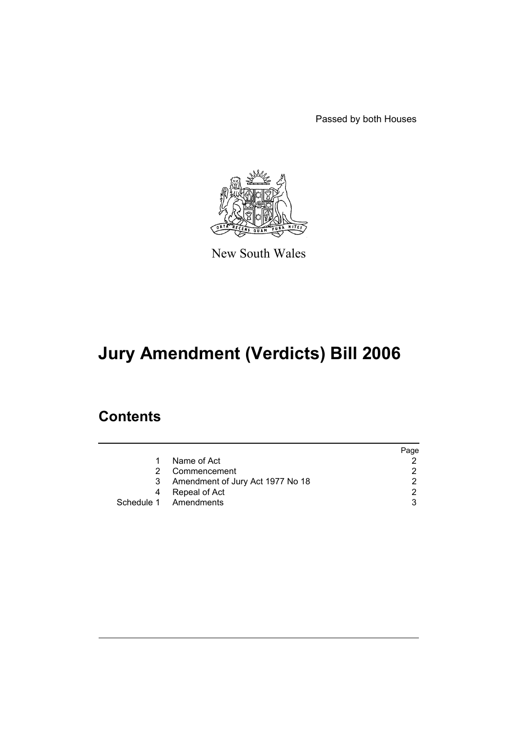Passed by both Houses

New South Wales

# Jury Amendment (Verdicts) Bill 2006

## Contents

| | | Page |
|---|---|---|
| 1 | Name of Act | 2 |
| 2 | Commencement | 2 |
| 3 | Amendment of Jury Act 1977 No 18 | 2 |
| 4 | Repeal of Act | 2 |
| Schedule 1 | Amendments | 3 |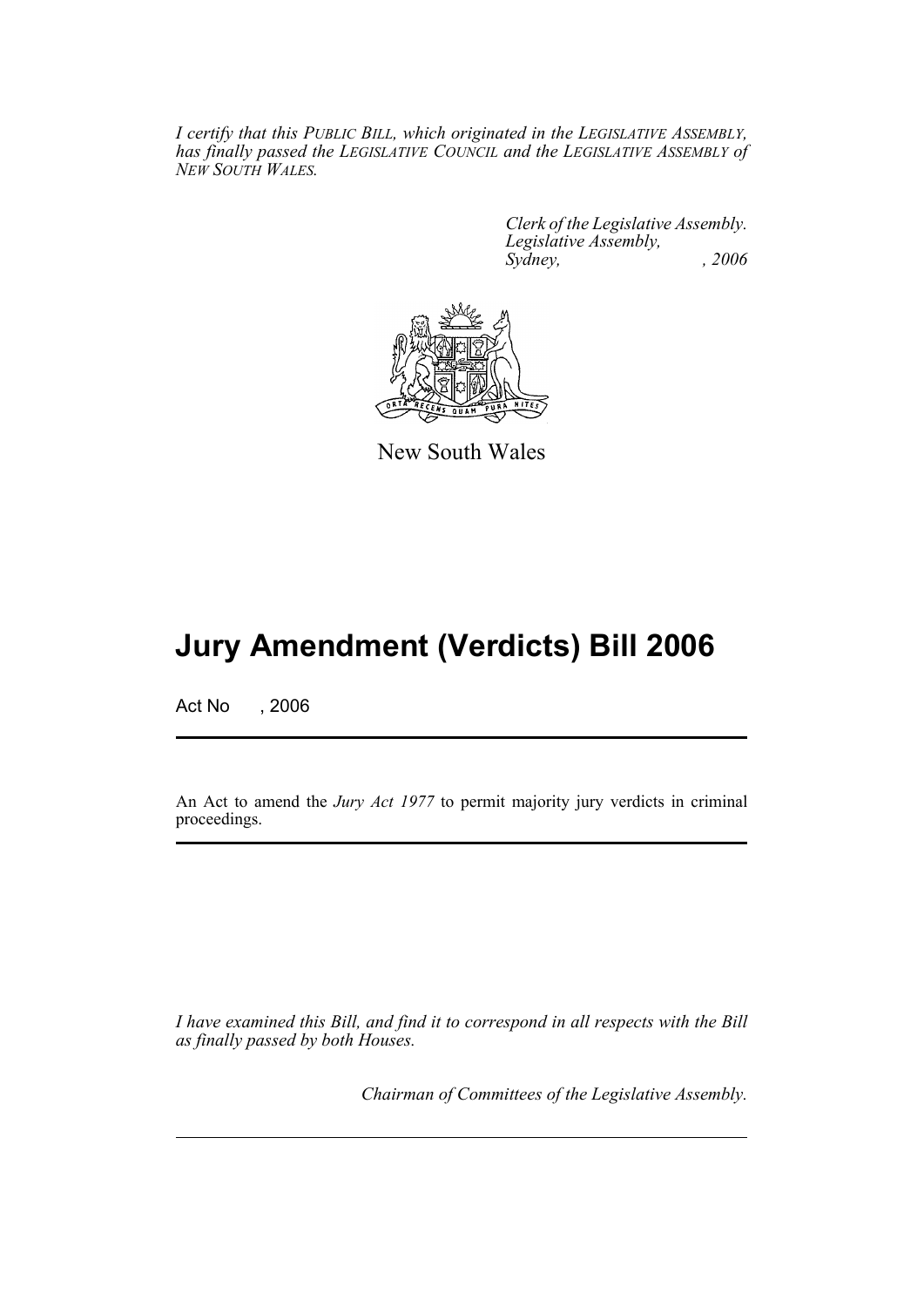*I certify that this PUBLIC BILL, which originated in the LEGISLATIVE ASSEMBLY, has finally passed the LEGISLATIVE COUNCIL and the LEGISLATIVE ASSEMBLY of NEW SOUTH WALES.*

*Clerk of the Legislative Assembly.*
*Legislative Assembly,*
*Sydney, , 2006*

New South Wales

# Jury Amendment (Verdicts) Bill 2006

Act No , 2006

An Act to amend the *Jury Act 1977* to permit majority jury verdicts in criminal proceedings.

*I have examined this Bill, and find it to correspond in all respects with the Bill as finally passed by both Houses.*

*Chairman of Committees of the Legislative Assembly.*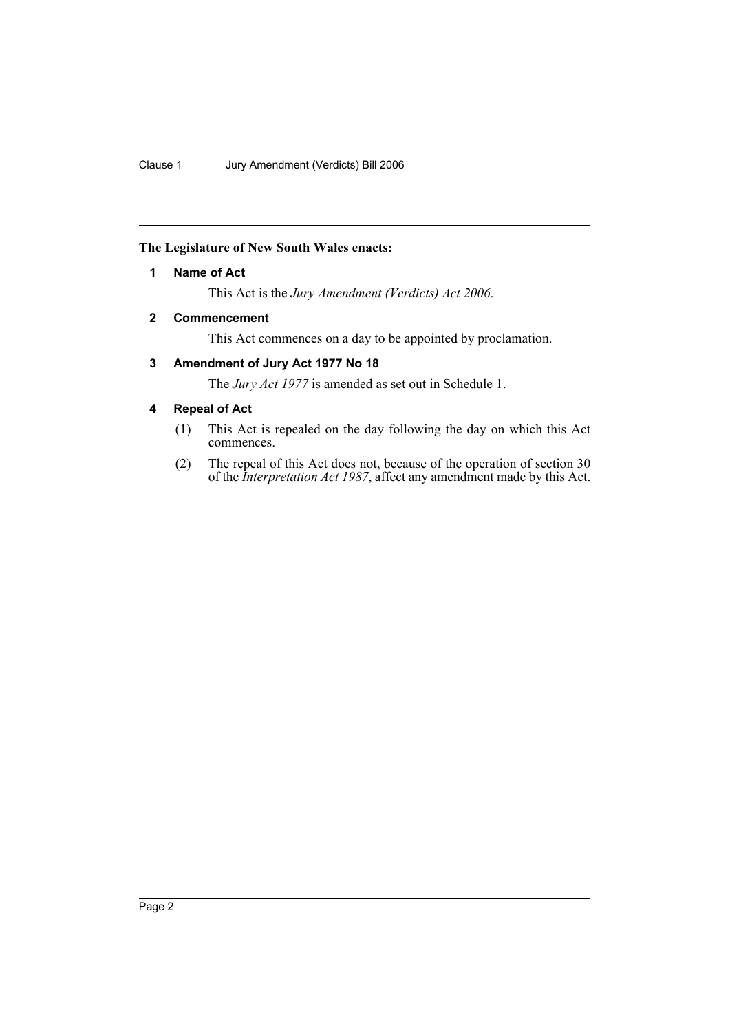**The Legislature of New South Wales enacts:**

### 1 Name of Act

This Act is the *Jury Amendment (Verdicts) Act 2006*.

### 2 Commencement

This Act commences on a day to be appointed by proclamation.

### 3 Amendment of Jury Act 1977 No 18

The *Jury Act 1977* is amended as set out in Schedule 1.

### 4 Repeal of Act

(1) This Act is repealed on the day following the day on which this Act commences.

(2) The repeal of this Act does not, because of the operation of section 30 of the *Interpretation Act 1987*, affect any amendment made by this Act.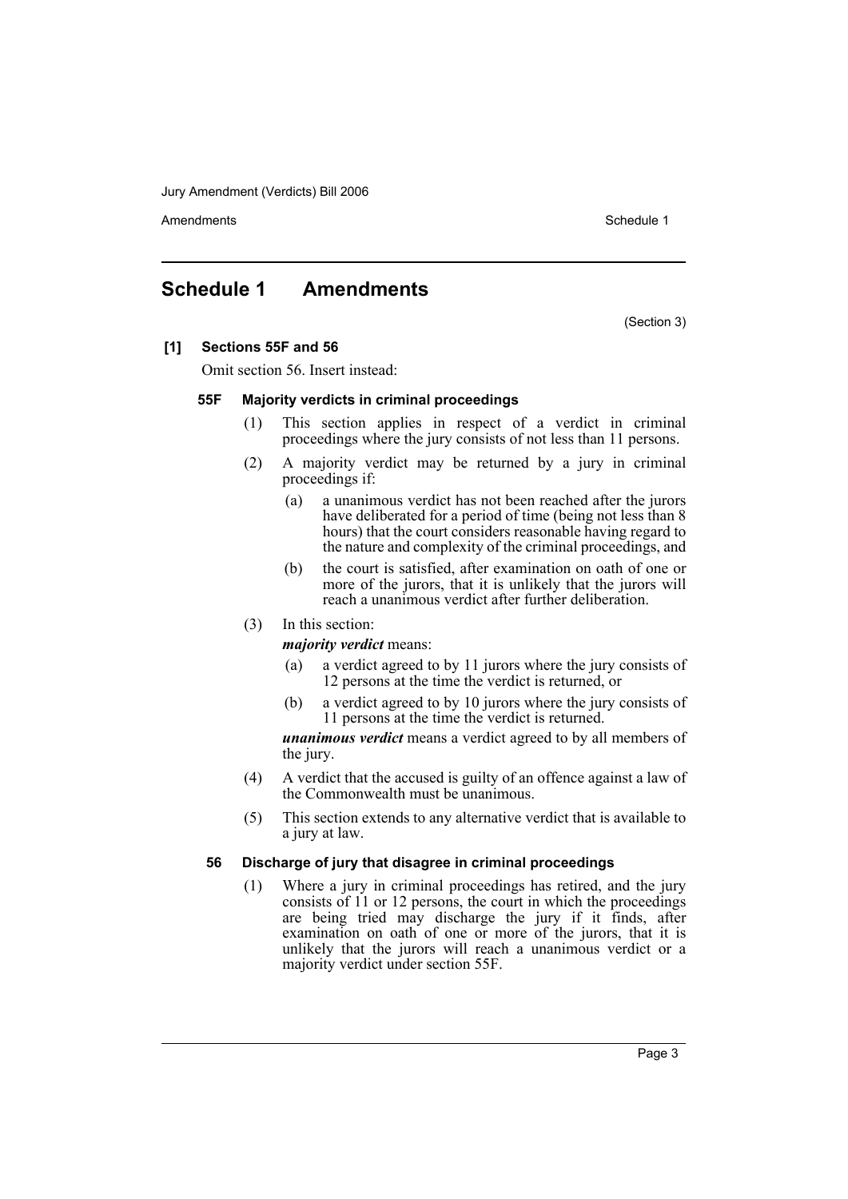## Schedule 1 Amendments

(Section 3)

**[1] Sections 55F and 56**

Omit section 56. Insert instead:

### 55F Majority verdicts in criminal proceedings

(1) This section applies in respect of a verdict in criminal proceedings where the jury consists of not less than 11 persons.

(2) A majority verdict may be returned by a jury in criminal proceedings if:

(a) a unanimous verdict has not been reached after the jurors have deliberated for a period of time (being not less than 8 hours) that the court considers reasonable having regard to the nature and complexity of the criminal proceedings, and

(b) the court is satisfied, after examination on oath of one or more of the jurors, that it is unlikely that the jurors will reach a unanimous verdict after further deliberation.

(3) In this section:

***majority verdict*** means:

(a) a verdict agreed to by 11 jurors where the jury consists of 12 persons at the time the verdict is returned, or

(b) a verdict agreed to by 10 jurors where the jury consists of 11 persons at the time the verdict is returned.

***unanimous verdict*** means a verdict agreed to by all members of the jury.

(4) A verdict that the accused is guilty of an offence against a law of the Commonwealth must be unanimous.

(5) This section extends to any alternative verdict that is available to a jury at law.

### 56 Discharge of jury that disagree in criminal proceedings

(1) Where a jury in criminal proceedings has retired, and the jury consists of 11 or 12 persons, the court in which the proceedings are being tried may discharge the jury if it finds, after examination on oath of one or more of the jurors, that it is unlikely that the jurors will reach a unanimous verdict or a majority verdict under section 55F.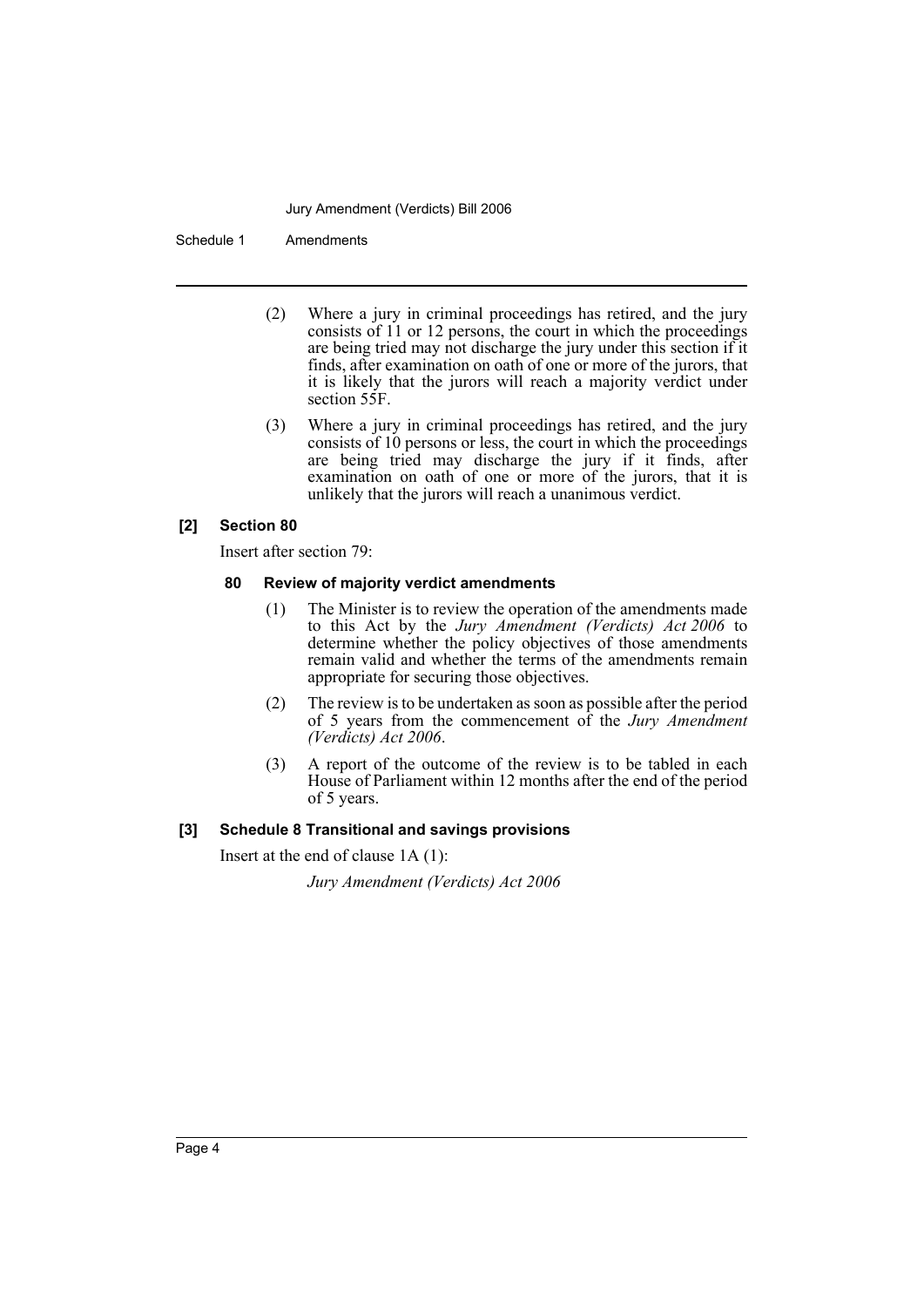(2) Where a jury in criminal proceedings has retired, and the jury consists of 11 or 12 persons, the court in which the proceedings are being tried may not discharge the jury under this section if it finds, after examination on oath of one or more of the jurors, that it is likely that the jurors will reach a majority verdict under section 55F.

(3) Where a jury in criminal proceedings has retired, and the jury consists of 10 persons or less, the court in which the proceedings are being tried may discharge the jury if it finds, after examination on oath of one or more of the jurors, that it is unlikely that the jurors will reach a unanimous verdict.

### [2] Section 80

Insert after section 79:

#### 80 Review of majority verdict amendments

(1) The Minister is to review the operation of the amendments made to this Act by the *Jury Amendment (Verdicts) Act 2006* to determine whether the policy objectives of those amendments remain valid and whether the terms of the amendments remain appropriate for securing those objectives.

(2) The review is to be undertaken as soon as possible after the period of 5 years from the commencement of the *Jury Amendment (Verdicts) Act 2006*.

(3) A report of the outcome of the review is to be tabled in each House of Parliament within 12 months after the end of the period of 5 years.

### [3] Schedule 8 Transitional and savings provisions

Insert at the end of clause 1A (1):

*Jury Amendment (Verdicts) Act 2006*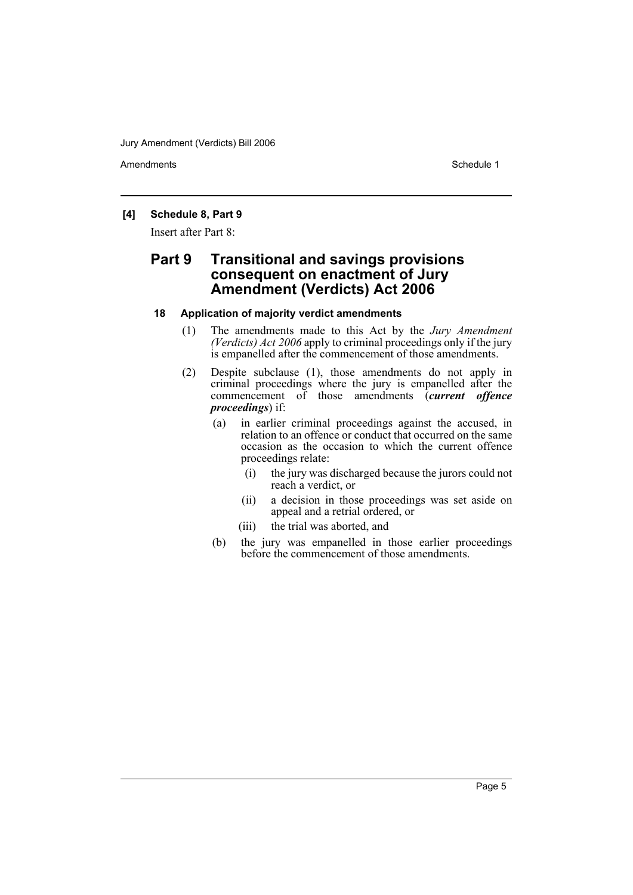**[4] Schedule 8, Part 9**

Insert after Part 8:

## Part 9 Transitional and savings provisions consequent on enactment of Jury Amendment (Verdicts) Act 2006

### 18 Application of majority verdict amendments

(1) The amendments made to this Act by the *Jury Amendment (Verdicts) Act 2006* apply to criminal proceedings only if the jury is empanelled after the commencement of those amendments.

(2) Despite subclause (1), those amendments do not apply in criminal proceedings where the jury is empanelled after the commencement of those amendments (***current offence proceedings***) if:

- (a) in earlier criminal proceedings against the accused, in relation to an offence or conduct that occurred on the same occasion as the occasion to which the current offence proceedings relate:
  - (i) the jury was discharged because the jurors could not reach a verdict, or
  - (ii) a decision in those proceedings was set aside on appeal and a retrial ordered, or
  - (iii) the trial was aborted, and
- (b) the jury was empanelled in those earlier proceedings before the commencement of those amendments.